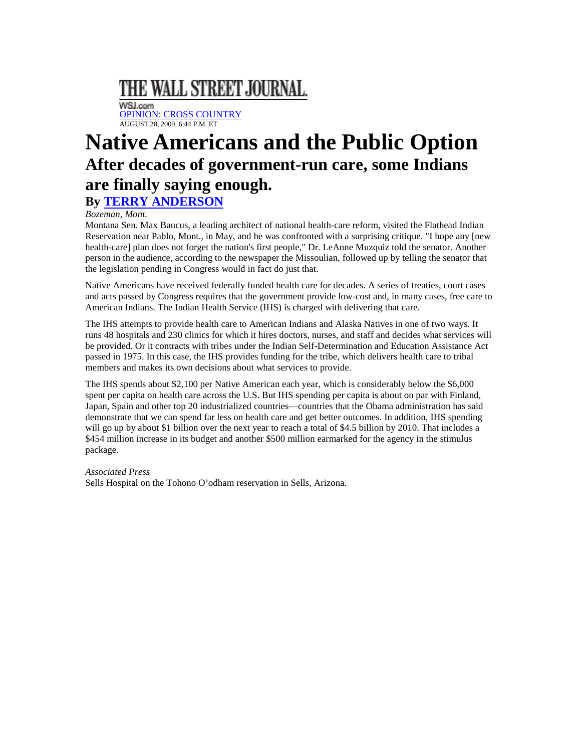THE WALL STREET JOURNAL.

WSJ.com

OPINION: CROSS COUNTRY

AUGUST 28, 2009, 6:44 P.M. ET

# Native Americans and the Public Option

## After decades of government-run care, some Indians are finally saying enough.

### By TERRY ANDERSON

*Bozeman, Mont.*

Montana Sen. Max Baucus, a leading architect of national health-care reform, visited the Flathead Indian Reservation near Pablo, Mont., in May, and he was confronted with a surprising critique. "I hope any [new health-care] plan does not forget the nation's first people," Dr. LeAnne Muzquiz told the senator. Another person in the audience, according to the newspaper the Missoulian, followed up by telling the senator that the legislation pending in Congress would in fact do just that.

Native Americans have received federally funded health care for decades. A series of treaties, court cases and acts passed by Congress requires that the government provide low-cost and, in many cases, free care to American Indians. The Indian Health Service (IHS) is charged with delivering that care.

The IHS attempts to provide health care to American Indians and Alaska Natives in one of two ways. It runs 48 hospitals and 230 clinics for which it hires doctors, nurses, and staff and decides what services will be provided. Or it contracts with tribes under the Indian Self-Determination and Education Assistance Act passed in 1975. In this case, the IHS provides funding for the tribe, which delivers health care to tribal members and makes its own decisions about what services to provide.

The IHS spends about $2,100 per Native American each year, which is considerably below the $6,000 spent per capita on health care across the U.S. But IHS spending per capita is about on par with Finland, Japan, Spain and other top 20 industrialized countries—countries that the Obama administration has said demonstrate that we can spend far less on health care and get better outcomes. In addition, IHS spending will go up by about $1 billion over the next year to reach a total of $4.5 billion by 2010. That includes a $454 million increase in its budget and another $500 million earmarked for the agency in the stimulus package.

*Associated Press*

Sells Hospital on the Tohono O'odham reservation in Sells, Arizona.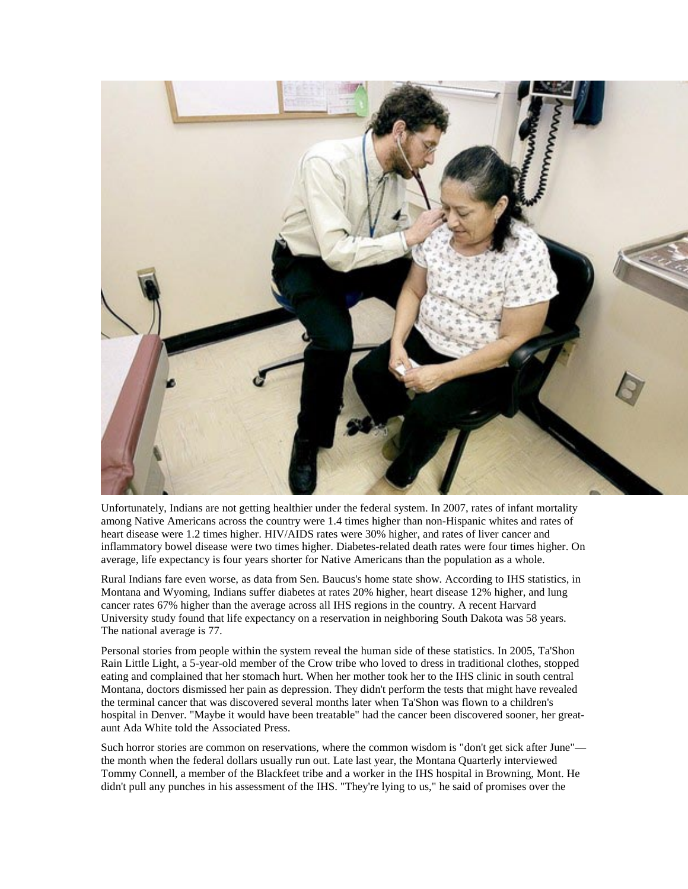Unfortunately, Indians are not getting healthier under the federal system. In 2007, rates of infant mortality among Native Americans across the country were 1.4 times higher than non-Hispanic whites and rates of heart disease were 1.2 times higher. HIV/AIDS rates were 30% higher, and rates of liver cancer and inflammatory bowel disease were two times higher. Diabetes-related death rates were four times higher. On average, life expectancy is four years shorter for Native Americans than the population as a whole.

Rural Indians fare even worse, as data from Sen. Baucus's home state show. According to IHS statistics, in Montana and Wyoming, Indians suffer diabetes at rates 20% higher, heart disease 12% higher, and lung cancer rates 67% higher than the average across all IHS regions in the country. A recent Harvard University study found that life expectancy on a reservation in neighboring South Dakota was 58 years. The national average is 77.

Personal stories from people within the system reveal the human side of these statistics. In 2005, Ta'Shon Rain Little Light, a 5-year-old member of the Crow tribe who loved to dress in traditional clothes, stopped eating and complained that her stomach hurt. When her mother took her to the IHS clinic in south central Montana, doctors dismissed her pain as depression. They didn't perform the tests that might have revealed the terminal cancer that was discovered several months later when Ta'Shon was flown to a children's hospital in Denver. "Maybe it would have been treatable" had the cancer been discovered sooner, her great-aunt Ada White told the Associated Press.

Such horror stories are common on reservations, where the common wisdom is "don't get sick after June"—the month when the federal dollars usually run out. Late last year, the Montana Quarterly interviewed Tommy Connell, a member of the Blackfeet tribe and a worker in the IHS hospital in Browning, Mont. He didn't pull any punches in his assessment of the IHS. "They're lying to us," he said of promises over the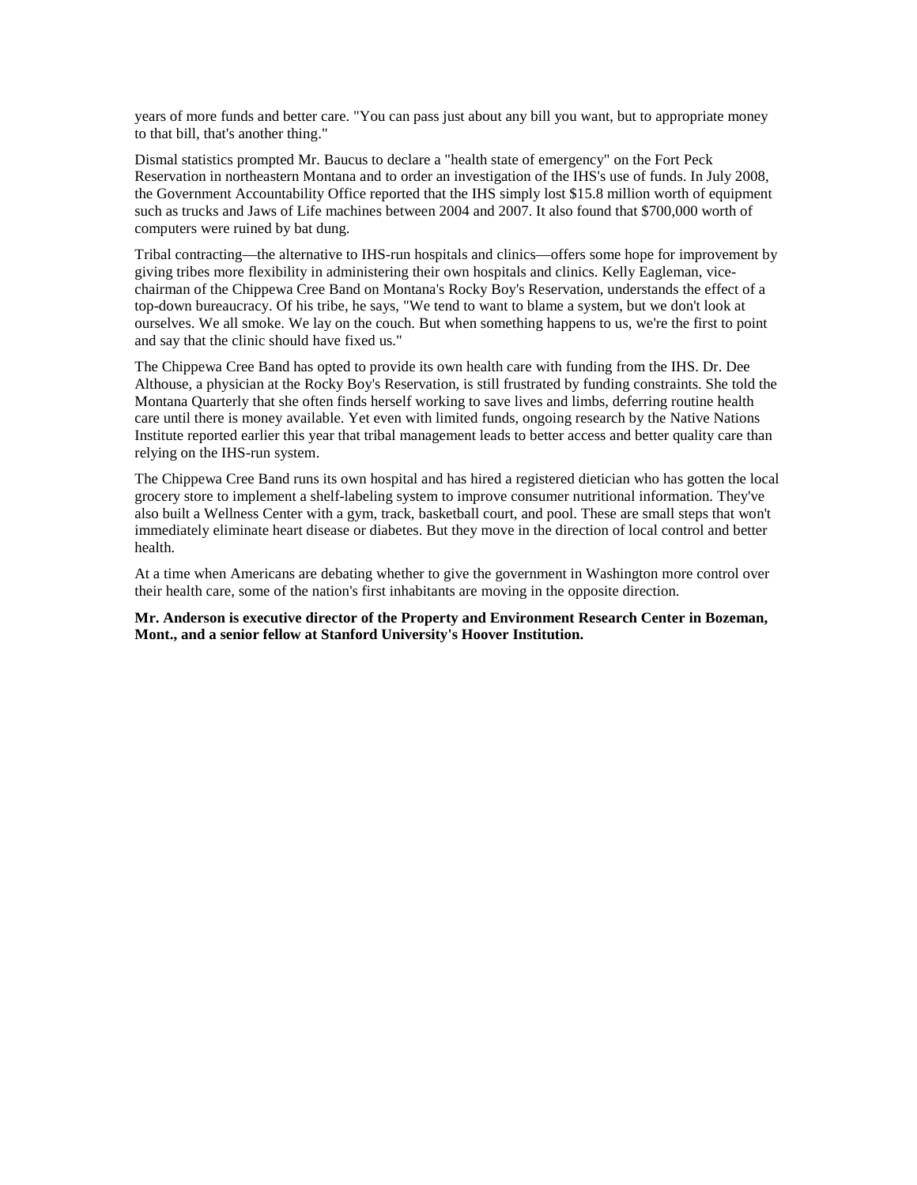years of more funds and better care. "You can pass just about any bill you want, but to appropriate money to that bill, that's another thing."

Dismal statistics prompted Mr. Baucus to declare a "health state of emergency" on the Fort Peck Reservation in northeastern Montana and to order an investigation of the IHS's use of funds. In July 2008, the Government Accountability Office reported that the IHS simply lost $15.8 million worth of equipment such as trucks and Jaws of Life machines between 2004 and 2007. It also found that $700,000 worth of computers were ruined by bat dung.

Tribal contracting—the alternative to IHS-run hospitals and clinics—offers some hope for improvement by giving tribes more flexibility in administering their own hospitals and clinics. Kelly Eagleman, vice-chairman of the Chippewa Cree Band on Montana's Rocky Boy's Reservation, understands the effect of a top-down bureaucracy. Of his tribe, he says, "We tend to want to blame a system, but we don't look at ourselves. We all smoke. We lay on the couch. But when something happens to us, we're the first to point and say that the clinic should have fixed us."

The Chippewa Cree Band has opted to provide its own health care with funding from the IHS. Dr. Dee Althouse, a physician at the Rocky Boy's Reservation, is still frustrated by funding constraints. She told the Montana Quarterly that she often finds herself working to save lives and limbs, deferring routine health care until there is money available. Yet even with limited funds, ongoing research by the Native Nations Institute reported earlier this year that tribal management leads to better access and better quality care than relying on the IHS-run system.

The Chippewa Cree Band runs its own hospital and has hired a registered dietician who has gotten the local grocery store to implement a shelf-labeling system to improve consumer nutritional information. They've also built a Wellness Center with a gym, track, basketball court, and pool. These are small steps that won't immediately eliminate heart disease or diabetes. But they move in the direction of local control and better health.

At a time when Americans are debating whether to give the government in Washington more control over their health care, some of the nation's first inhabitants are moving in the opposite direction.

**Mr. Anderson is executive director of the Property and Environment Research Center in Bozeman, Mont., and a senior fellow at Stanford University's Hoover Institution.**